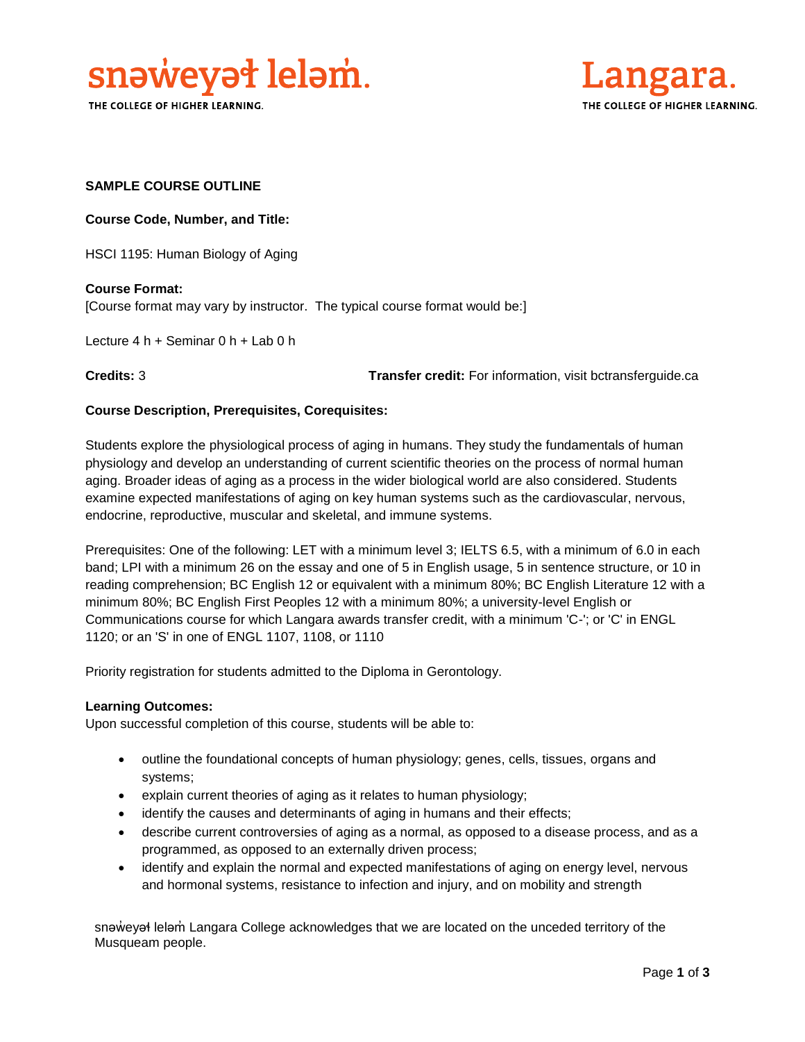snəw̓eyəɬ leləm̓.
THE COLLEGE OF HIGHER LEARNING.

Langara.
THE COLLEGE OF HIGHER LEARNING.

**SAMPLE COURSE OUTLINE**

**Course Code, Number, and Title:**

HSCI 1195: Human Biology of Aging

**Course Format:**
[Course format may vary by instructor. The typical course format would be:]

Lecture 4 h + Seminar 0 h + Lab 0 h

**Credits:** 3

**Transfer credit:** For information, visit bctransferguide.ca

**Course Description, Prerequisites, Corequisites:**

Students explore the physiological process of aging in humans. They study the fundamentals of human physiology and develop an understanding of current scientific theories on the process of normal human aging. Broader ideas of aging as a process in the wider biological world are also considered. Students examine expected manifestations of aging on key human systems such as the cardiovascular, nervous, endocrine, reproductive, muscular and skeletal, and immune systems.

Prerequisites: One of the following: LET with a minimum level 3; IELTS 6.5, with a minimum of 6.0 in each band; LPI with a minimum 26 on the essay and one of 5 in English usage, 5 in sentence structure, or 10 in reading comprehension; BC English 12 or equivalent with a minimum 80%; BC English Literature 12 with a minimum 80%; BC English First Peoples 12 with a minimum 80%; a university-level English or Communications course for which Langara awards transfer credit, with a minimum 'C-'; or 'C' in ENGL 1120; or an 'S' in one of ENGL 1107, 1108, or 1110

Priority registration for students admitted to the Diploma in Gerontology.

**Learning Outcomes:**
Upon successful completion of this course, students will be able to:

- outline the foundational concepts of human physiology; genes, cells, tissues, organs and systems;
- explain current theories of aging as it relates to human physiology;
- identify the causes and determinants of aging in humans and their effects;
- describe current controversies of aging as a normal, as opposed to a disease process, and as a programmed, as opposed to an externally driven process;
- identify and explain the normal and expected manifestations of aging on energy level, nervous and hormonal systems, resistance to infection and injury, and on mobility and strength

snəw̓eyəɬ leləm̓ Langara College acknowledges that we are located on the unceded territory of the Musqueam people.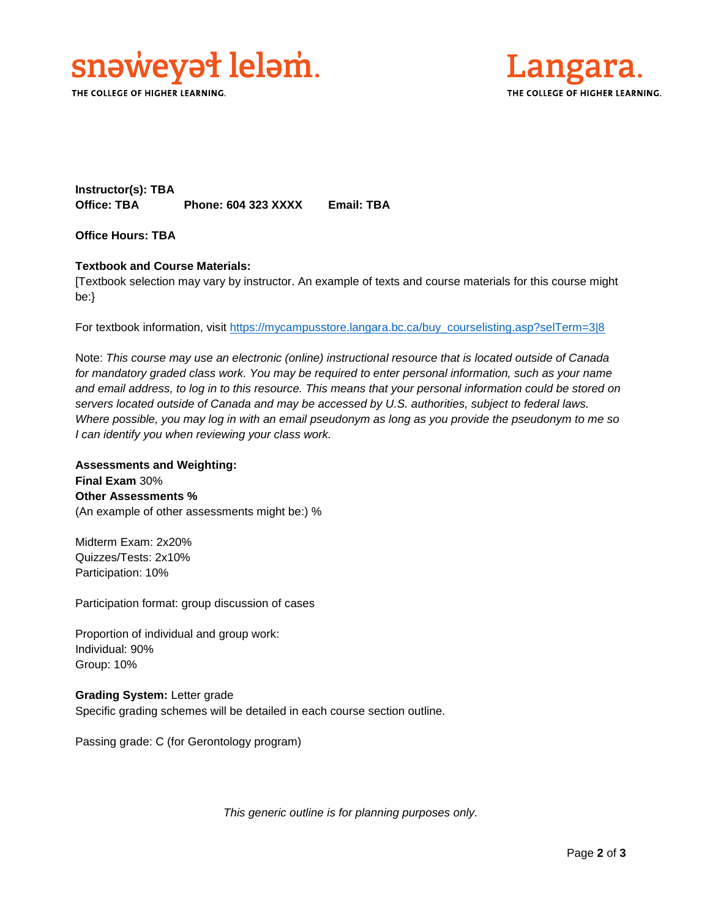**Instructor(s): TBA**
**Office: TBA** **Phone: 604 323 XXXX** **Email: TBA**

**Office Hours: TBA**

**Textbook and Course Materials:**
[Textbook selection may vary by instructor. An example of texts and course materials for this course might be:}

For textbook information, visit https://mycampusstore.langara.bc.ca/buy_courselisting.asp?selTerm=3|8

Note: *This course may use an electronic (online) instructional resource that is located outside of Canada for mandatory graded class work. You may be required to enter personal information, such as your name and email address, to log in to this resource. This means that your personal information could be stored on servers located outside of Canada and may be accessed by U.S. authorities, subject to federal laws. Where possible, you may log in with an email pseudonym as long as you provide the pseudonym to me so I can identify you when reviewing your class work.*

**Assessments and Weighting:**
**Final Exam** 30%
**Other Assessments %**
(An example of other assessments might be:) %

Midterm Exam: 2x20%
Quizzes/Tests: 2x10%
Participation: 10%

Participation format: group discussion of cases

Proportion of individual and group work:
Individual: 90%
Group: 10%

**Grading System:** Letter grade
Specific grading schemes will be detailed in each course section outline.

Passing grade: C (for Gerontology program)

*This generic outline is for planning purposes only.*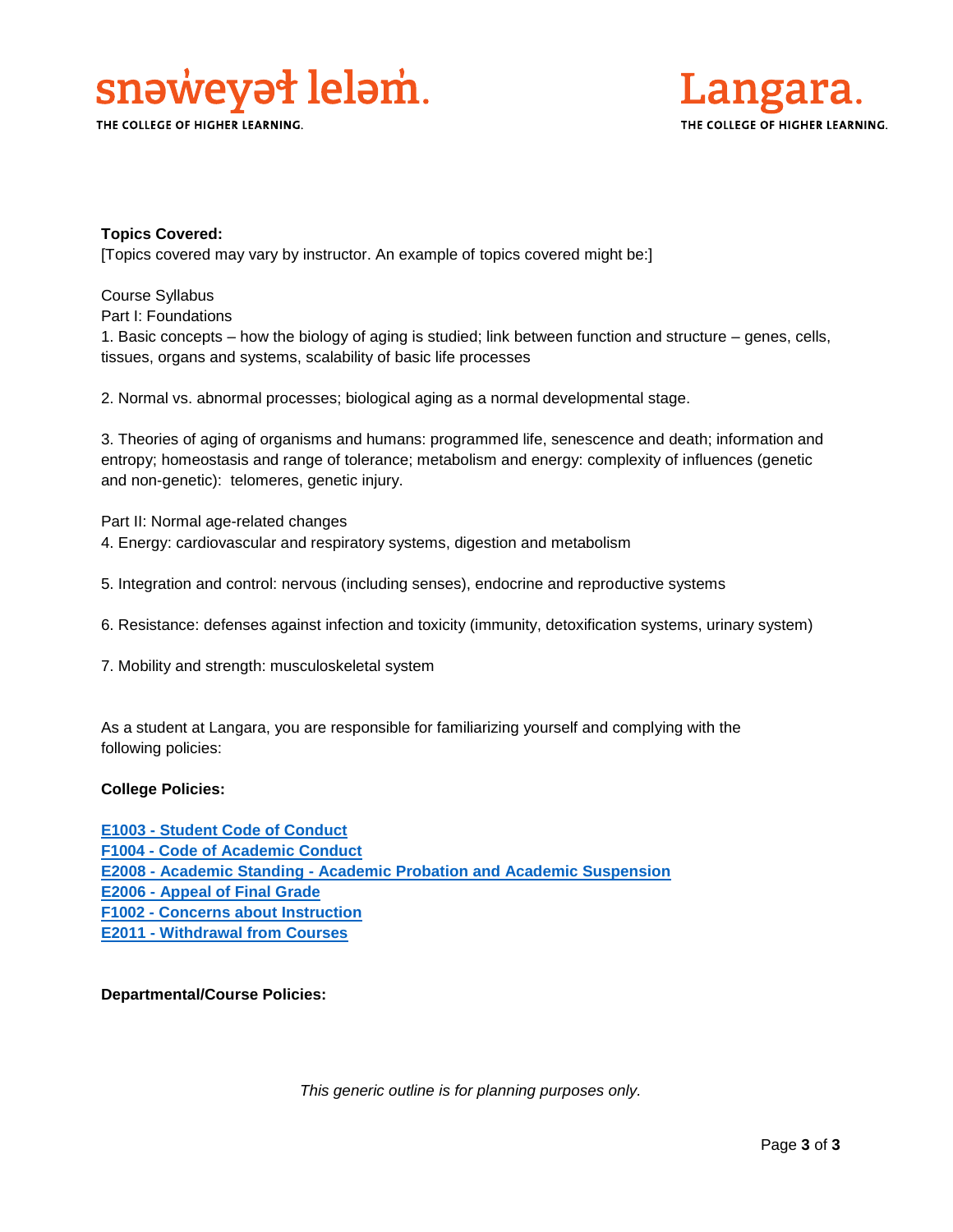**Topics Covered:**

[Topics covered may vary by instructor. An example of topics covered might be:]

Course Syllabus

Part I: Foundations

1. Basic concepts – how the biology of aging is studied; link between function and structure – genes, cells, tissues, organs and systems, scalability of basic life processes

2. Normal vs. abnormal processes; biological aging as a normal developmental stage.

3. Theories of aging of organisms and humans: programmed life, senescence and death; information and entropy; homeostasis and range of tolerance; metabolism and energy: complexity of influences (genetic and non-genetic): telomeres, genetic injury.

Part II: Normal age-related changes

4. Energy: cardiovascular and respiratory systems, digestion and metabolism

5. Integration and control: nervous (including senses), endocrine and reproductive systems

6. Resistance: defenses against infection and toxicity (immunity, detoxification systems, urinary system)

7. Mobility and strength: musculoskeletal system

As a student at Langara, you are responsible for familiarizing yourself and complying with the following policies:

**College Policies:**

**E1003 - Student Code of Conduct**
**F1004 - Code of Academic Conduct**
**E2008 - Academic Standing - Academic Probation and Academic Suspension**
**E2006 - Appeal of Final Grade**
**F1002 - Concerns about Instruction**
**E2011 - Withdrawal from Courses**

**Departmental/Course Policies:**

*This generic outline is for planning purposes only.*